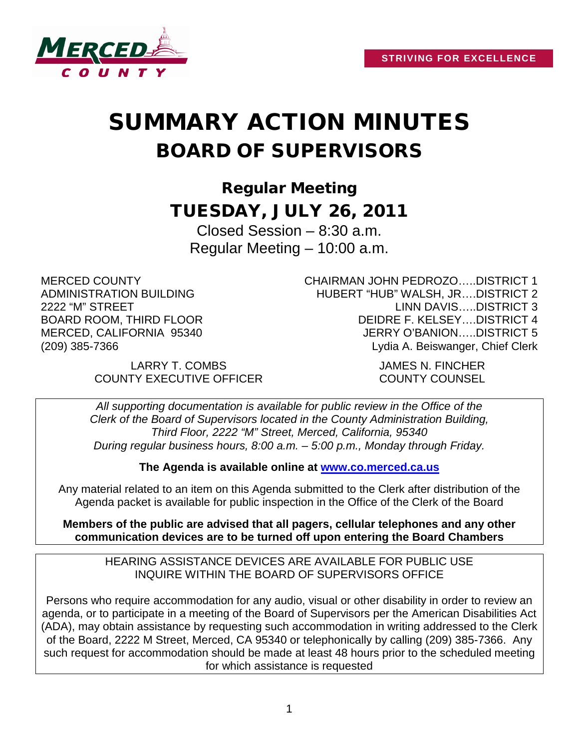STRIVING FOR EXCELLENCE

# SUMMARY ACTION MINUTES
## BOARD OF SUPERVISORS

### Regular Meeting
### TUESDAY, JULY 26, 2011

Closed Session – 8:30 a.m.
Regular Meeting – 10:00 a.m.

MERCED COUNTY
ADMINISTRATION BUILDING
2222 "M" STREET
BOARD ROOM, THIRD FLOOR
MERCED, CALIFORNIA 95340
(209) 385-7366

CHAIRMAN JOHN PEDROZO…..DISTRICT 1
HUBERT "HUB" WALSH, JR….DISTRICT 2
LINN DAVIS…..DISTRICT 3
DEIDRE F. KELSEY….DISTRICT 4
JERRY O'BANION…..DISTRICT 5
Lydia A. Beiswanger, Chief Clerk

LARRY T. COMBS
COUNTY EXECUTIVE OFFICER

JAMES N. FINCHER
COUNTY COUNSEL

*All supporting documentation is available for public review in the Office of the Clerk of the Board of Supervisors located in the County Administration Building, Third Floor, 2222 "M" Street, Merced, California, 95340 During regular business hours, 8:00 a.m. – 5:00 p.m., Monday through Friday.*

**The Agenda is available online at www.co.merced.ca.us**

Any material related to an item on this Agenda submitted to the Clerk after distribution of the Agenda packet is available for public inspection in the Office of the Clerk of the Board

**Members of the public are advised that all pagers, cellular telephones and any other communication devices are to be turned off upon entering the Board Chambers**

HEARING ASSISTANCE DEVICES ARE AVAILABLE FOR PUBLIC USE
INQUIRE WITHIN THE BOARD OF SUPERVISORS OFFICE

Persons who require accommodation for any audio, visual or other disability in order to review an agenda, or to participate in a meeting of the Board of Supervisors per the American Disabilities Act (ADA), may obtain assistance by requesting such accommodation in writing addressed to the Clerk of the Board, 2222 M Street, Merced, CA 95340 or telephonically by calling (209) 385-7366. Any such request for accommodation should be made at least 48 hours prior to the scheduled meeting for which assistance is requested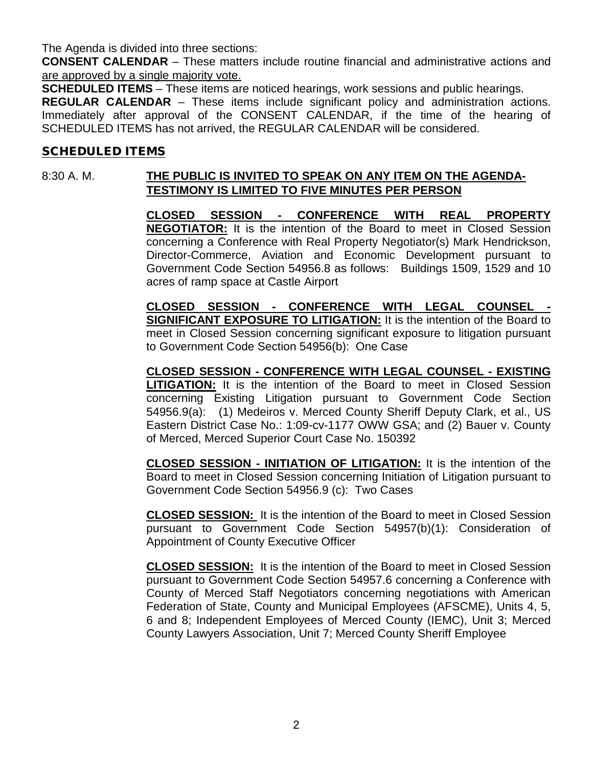The Agenda is divided into three sections:

**CONSENT CALENDAR** – These matters include routine financial and administrative actions and are approved by a single majority vote.

**SCHEDULED ITEMS** – These items are noticed hearings, work sessions and public hearings.

**REGULAR CALENDAR** – These items include significant policy and administration actions. Immediately after approval of the CONSENT CALENDAR, if the time of the hearing of SCHEDULED ITEMS has not arrived, the REGULAR CALENDAR will be considered.

## SCHEDULED ITEMS

8:30 A. M. **THE PUBLIC IS INVITED TO SPEAK ON ANY ITEM ON THE AGENDA-TESTIMONY IS LIMITED TO FIVE MINUTES PER PERSON**

**CLOSED SESSION - CONFERENCE WITH REAL PROPERTY NEGOTIATOR:** It is the intention of the Board to meet in Closed Session concerning a Conference with Real Property Negotiator(s) Mark Hendrickson, Director-Commerce, Aviation and Economic Development pursuant to Government Code Section 54956.8 as follows: Buildings 1509, 1529 and 10 acres of ramp space at Castle Airport

**CLOSED SESSION - CONFERENCE WITH LEGAL COUNSEL - SIGNIFICANT EXPOSURE TO LITIGATION:** It is the intention of the Board to meet in Closed Session concerning significant exposure to litigation pursuant to Government Code Section 54956(b): One Case

**CLOSED SESSION - CONFERENCE WITH LEGAL COUNSEL - EXISTING LITIGATION:** It is the intention of the Board to meet in Closed Session concerning Existing Litigation pursuant to Government Code Section 54956.9(a): (1) Medeiros v. Merced County Sheriff Deputy Clark, et al., US Eastern District Case No.: 1:09-cv-1177 OWW GSA; and (2) Bauer v. County of Merced, Merced Superior Court Case No. 150392

**CLOSED SESSION - INITIATION OF LITIGATION:** It is the intention of the Board to meet in Closed Session concerning Initiation of Litigation pursuant to Government Code Section 54956.9 (c): Two Cases

**CLOSED SESSION:** It is the intention of the Board to meet in Closed Session pursuant to Government Code Section 54957(b)(1): Consideration of Appointment of County Executive Officer

**CLOSED SESSION:** It is the intention of the Board to meet in Closed Session pursuant to Government Code Section 54957.6 concerning a Conference with County of Merced Staff Negotiators concerning negotiations with American Federation of State, County and Municipal Employees (AFSCME), Units 4, 5, 6 and 8; Independent Employees of Merced County (IEMC), Unit 3; Merced County Lawyers Association, Unit 7; Merced County Sheriff Employee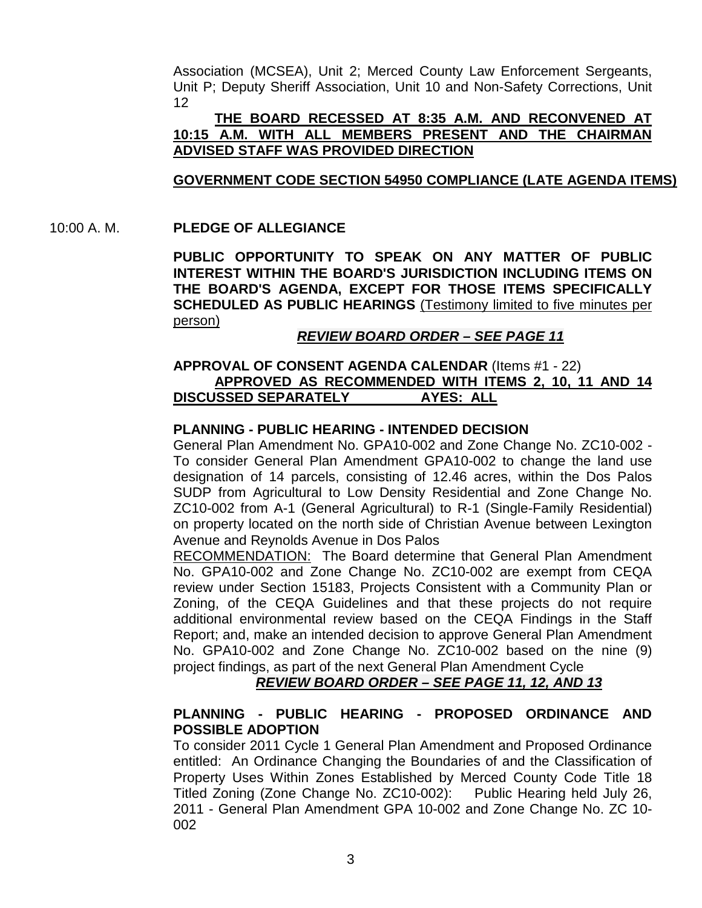Association (MCSEA), Unit 2; Merced County Law Enforcement Sergeants, Unit P; Deputy Sheriff Association, Unit 10 and Non-Safety Corrections, Unit 12

**THE BOARD RECESSED AT 8:35 A.M. AND RECONVENED AT 10:15 A.M. WITH ALL MEMBERS PRESENT AND THE CHAIRMAN ADVISED STAFF WAS PROVIDED DIRECTION**

**GOVERNMENT CODE SECTION 54950 COMPLIANCE (LATE AGENDA ITEMS)**

10:00 A. M. **PLEDGE OF ALLEGIANCE**

**PUBLIC OPPORTUNITY TO SPEAK ON ANY MATTER OF PUBLIC INTEREST WITHIN THE BOARD'S JURISDICTION INCLUDING ITEMS ON THE BOARD'S AGENDA, EXCEPT FOR THOSE ITEMS SPECIFICALLY SCHEDULED AS PUBLIC HEARINGS** (Testimony limited to five minutes per person)

***REVIEW BOARD ORDER – SEE PAGE 11***

**APPROVAL OF CONSENT AGENDA CALENDAR** (Items #1 - 22)

**APPROVED AS RECOMMENDED WITH ITEMS 2, 10, 11 AND 14 DISCUSSED SEPARATELY AYES: ALL**

**PLANNING - PUBLIC HEARING - INTENDED DECISION**

General Plan Amendment No. GPA10-002 and Zone Change No. ZC10-002 - To consider General Plan Amendment GPA10-002 to change the land use designation of 14 parcels, consisting of 12.46 acres, within the Dos Palos SUDP from Agricultural to Low Density Residential and Zone Change No. ZC10-002 from A-1 (General Agricultural) to R-1 (Single-Family Residential) on property located on the north side of Christian Avenue between Lexington Avenue and Reynolds Avenue in Dos Palos

RECOMMENDATION: The Board determine that General Plan Amendment No. GPA10-002 and Zone Change No. ZC10-002 are exempt from CEQA review under Section 15183, Projects Consistent with a Community Plan or Zoning, of the CEQA Guidelines and that these projects do not require additional environmental review based on the CEQA Findings in the Staff Report; and, make an intended decision to approve General Plan Amendment No. GPA10-002 and Zone Change No. ZC10-002 based on the nine (9) project findings, as part of the next General Plan Amendment Cycle

***REVIEW BOARD ORDER – SEE PAGE 11, 12, AND 13***

**PLANNING - PUBLIC HEARING - PROPOSED ORDINANCE AND POSSIBLE ADOPTION**

To consider 2011 Cycle 1 General Plan Amendment and Proposed Ordinance entitled: An Ordinance Changing the Boundaries of and the Classification of Property Uses Within Zones Established by Merced County Code Title 18 Titled Zoning (Zone Change No. ZC10-002): Public Hearing held July 26, 2011 - General Plan Amendment GPA 10-002 and Zone Change No. ZC 10-002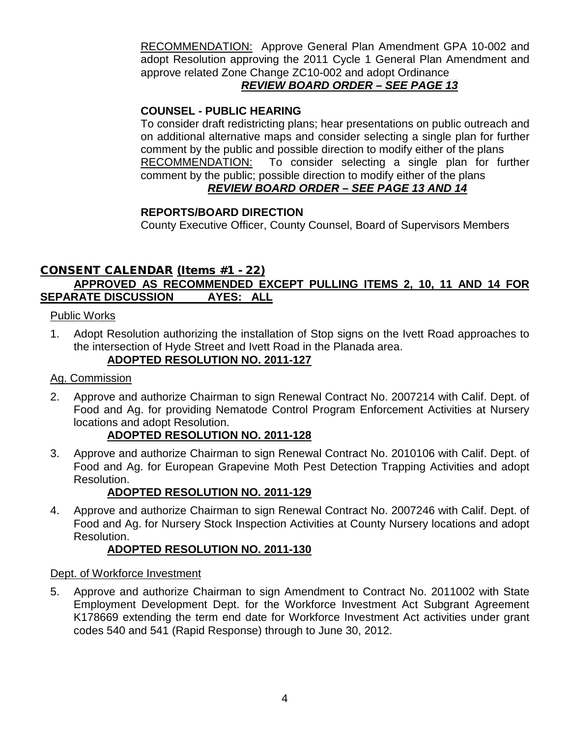RECOMMENDATION: Approve General Plan Amendment GPA 10-002 and adopt Resolution approving the 2011 Cycle 1 General Plan Amendment and approve related Zone Change ZC10-002 and adopt Ordinance

***REVIEW BOARD ORDER – SEE PAGE 13***

**COUNSEL - PUBLIC HEARING**

To consider draft redistricting plans; hear presentations on public outreach and on additional alternative maps and consider selecting a single plan for further comment by the public and possible direction to modify either of the plans

RECOMMENDATION: To consider selecting a single plan for further comment by the public; possible direction to modify either of the plans

***REVIEW BOARD ORDER – SEE PAGE 13 AND 14***

**REPORTS/BOARD DIRECTION**

County Executive Officer, County Counsel, Board of Supervisors Members

## CONSENT CALENDAR (Items #1 - 22)

**APPROVED AS RECOMMENDED EXCEPT PULLING ITEMS 2, 10, 11 AND 14 FOR SEPARATE DISCUSSION AYES: ALL**

Public Works

1. Adopt Resolution authorizing the installation of Stop signs on the Ivett Road approaches to the intersection of Hyde Street and Ivett Road in the Planada area.

   **ADOPTED RESOLUTION NO. 2011-127**

Ag. Commission

2. Approve and authorize Chairman to sign Renewal Contract No. 2007214 with Calif. Dept. of Food and Ag. for providing Nematode Control Program Enforcement Activities at Nursery locations and adopt Resolution.

   **ADOPTED RESOLUTION NO. 2011-128**

3. Approve and authorize Chairman to sign Renewal Contract No. 2010106 with Calif. Dept. of Food and Ag. for European Grapevine Moth Pest Detection Trapping Activities and adopt Resolution.

   **ADOPTED RESOLUTION NO. 2011-129**

4. Approve and authorize Chairman to sign Renewal Contract No. 2007246 with Calif. Dept. of Food and Ag. for Nursery Stock Inspection Activities at County Nursery locations and adopt Resolution.

   **ADOPTED RESOLUTION NO. 2011-130**

Dept. of Workforce Investment

5. Approve and authorize Chairman to sign Amendment to Contract No. 2011002 with State Employment Development Dept. for the Workforce Investment Act Subgrant Agreement K178669 extending the term end date for Workforce Investment Act activities under grant codes 540 and 541 (Rapid Response) through to June 30, 2012.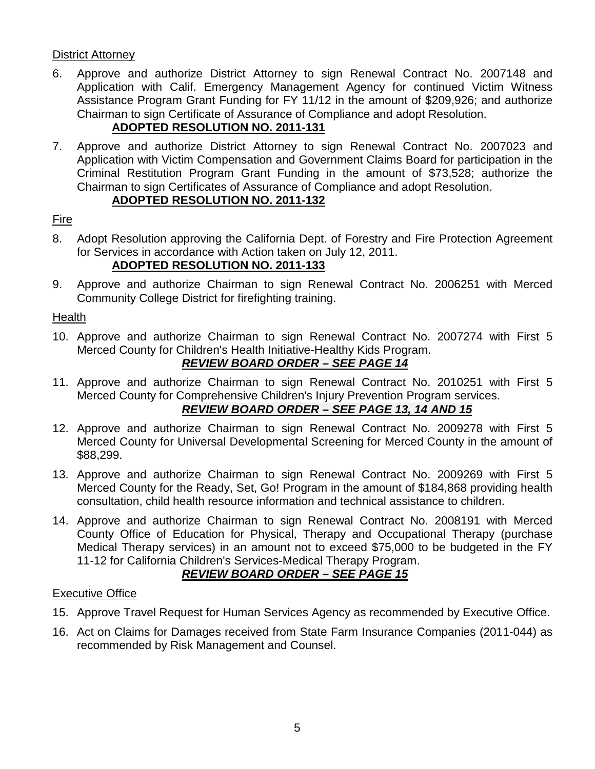District Attorney

6. Approve and authorize District Attorney to sign Renewal Contract No. 2007148 and Application with Calif. Emergency Management Agency for continued Victim Witness Assistance Program Grant Funding for FY 11/12 in the amount of $209,926; and authorize Chairman to sign Certificate of Assurance of Compliance and adopt Resolution.
   **ADOPTED RESOLUTION NO. 2011-131**

7. Approve and authorize District Attorney to sign Renewal Contract No. 2007023 and Application with Victim Compensation and Government Claims Board for participation in the Criminal Restitution Program Grant Funding in the amount of $73,528; authorize the Chairman to sign Certificates of Assurance of Compliance and adopt Resolution.
   **ADOPTED RESOLUTION NO. 2011-132**

Fire

8. Adopt Resolution approving the California Dept. of Forestry and Fire Protection Agreement for Services in accordance with Action taken on July 12, 2011.
   **ADOPTED RESOLUTION NO. 2011-133**

9. Approve and authorize Chairman to sign Renewal Contract No. 2006251 with Merced Community College District for firefighting training.

Health

10. Approve and authorize Chairman to sign Renewal Contract No. 2007274 with First 5 Merced County for Children's Health Initiative-Healthy Kids Program.
    ***REVIEW BOARD ORDER – SEE PAGE 14***

11. Approve and authorize Chairman to sign Renewal Contract No. 2010251 with First 5 Merced County for Comprehensive Children's Injury Prevention Program services.
    ***REVIEW BOARD ORDER – SEE PAGE 13, 14 AND 15***

12. Approve and authorize Chairman to sign Renewal Contract No. 2009278 with First 5 Merced County for Universal Developmental Screening for Merced County in the amount of $88,299.

13. Approve and authorize Chairman to sign Renewal Contract No. 2009269 with First 5 Merced County for the Ready, Set, Go! Program in the amount of $184,868 providing health consultation, child health resource information and technical assistance to children.

14. Approve and authorize Chairman to sign Renewal Contract No. 2008191 with Merced County Office of Education for Physical, Therapy and Occupational Therapy (purchase Medical Therapy services) in an amount not to exceed $75,000 to be budgeted in the FY 11-12 for California Children's Services-Medical Therapy Program.
    ***REVIEW BOARD ORDER – SEE PAGE 15***

Executive Office

15. Approve Travel Request for Human Services Agency as recommended by Executive Office.

16. Act on Claims for Damages received from State Farm Insurance Companies (2011-044) as recommended by Risk Management and Counsel.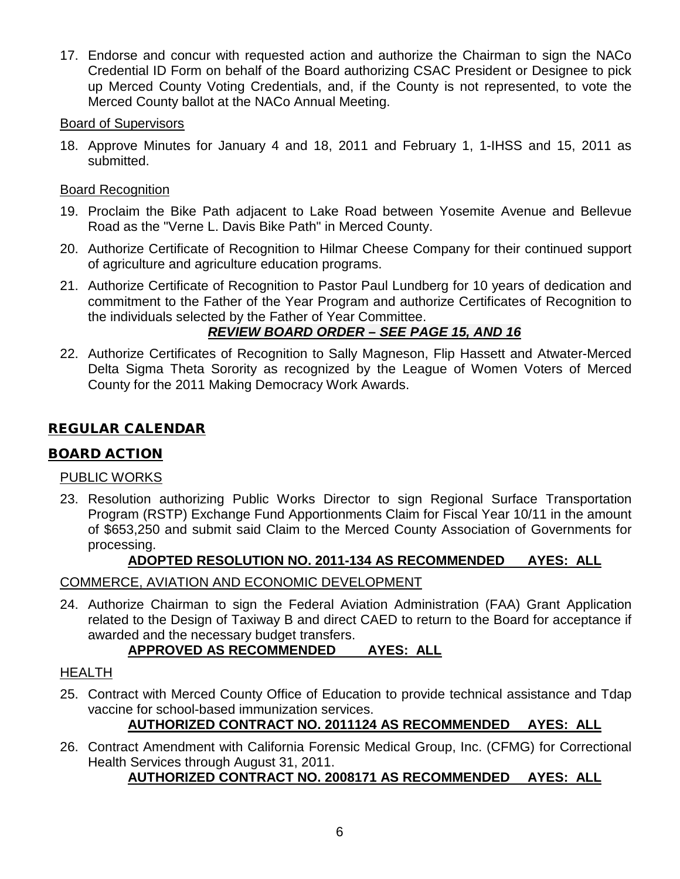17. Endorse and concur with requested action and authorize the Chairman to sign the NACo Credential ID Form on behalf of the Board authorizing CSAC President or Designee to pick up Merced County Voting Credentials, and, if the County is not represented, to vote the Merced County ballot at the NACo Annual Meeting.

Board of Supervisors

18. Approve Minutes for January 4 and 18, 2011 and February 1, 1-IHSS and 15, 2011 as submitted.

Board Recognition

19. Proclaim the Bike Path adjacent to Lake Road between Yosemite Avenue and Bellevue Road as the "Verne L. Davis Bike Path" in Merced County.

20. Authorize Certificate of Recognition to Hilmar Cheese Company for their continued support of agriculture and agriculture education programs.

21. Authorize Certificate of Recognition to Pastor Paul Lundberg for 10 years of dedication and commitment to the Father of the Year Program and authorize Certificates of Recognition to the individuals selected by the Father of Year Committee.

    ***REVIEW BOARD ORDER – SEE PAGE 15, AND 16***

22. Authorize Certificates of Recognition to Sally Magneson, Flip Hassett and Atwater-Merced Delta Sigma Theta Sorority as recognized by the League of Women Voters of Merced County for the 2011 Making Democracy Work Awards.

## REGULAR CALENDAR

## BOARD ACTION

PUBLIC WORKS

23. Resolution authorizing Public Works Director to sign Regional Surface Transportation Program (RSTP) Exchange Fund Apportionments Claim for Fiscal Year 10/11 in the amount of $653,250 and submit said Claim to the Merced County Association of Governments for processing.

    **ADOPTED RESOLUTION NO. 2011-134 AS RECOMMENDED AYES: ALL**

COMMERCE, AVIATION AND ECONOMIC DEVELOPMENT

24. Authorize Chairman to sign the Federal Aviation Administration (FAA) Grant Application related to the Design of Taxiway B and direct CAED to return to the Board for acceptance if awarded and the necessary budget transfers.

    **APPROVED AS RECOMMENDED AYES: ALL**

HEALTH

25. Contract with Merced County Office of Education to provide technical assistance and Tdap vaccine for school-based immunization services.

    **AUTHORIZED CONTRACT NO. 2011124 AS RECOMMENDED AYES: ALL**

26. Contract Amendment with California Forensic Medical Group, Inc. (CFMG) for Correctional Health Services through August 31, 2011.

    **AUTHORIZED CONTRACT NO. 2008171 AS RECOMMENDED AYES: ALL**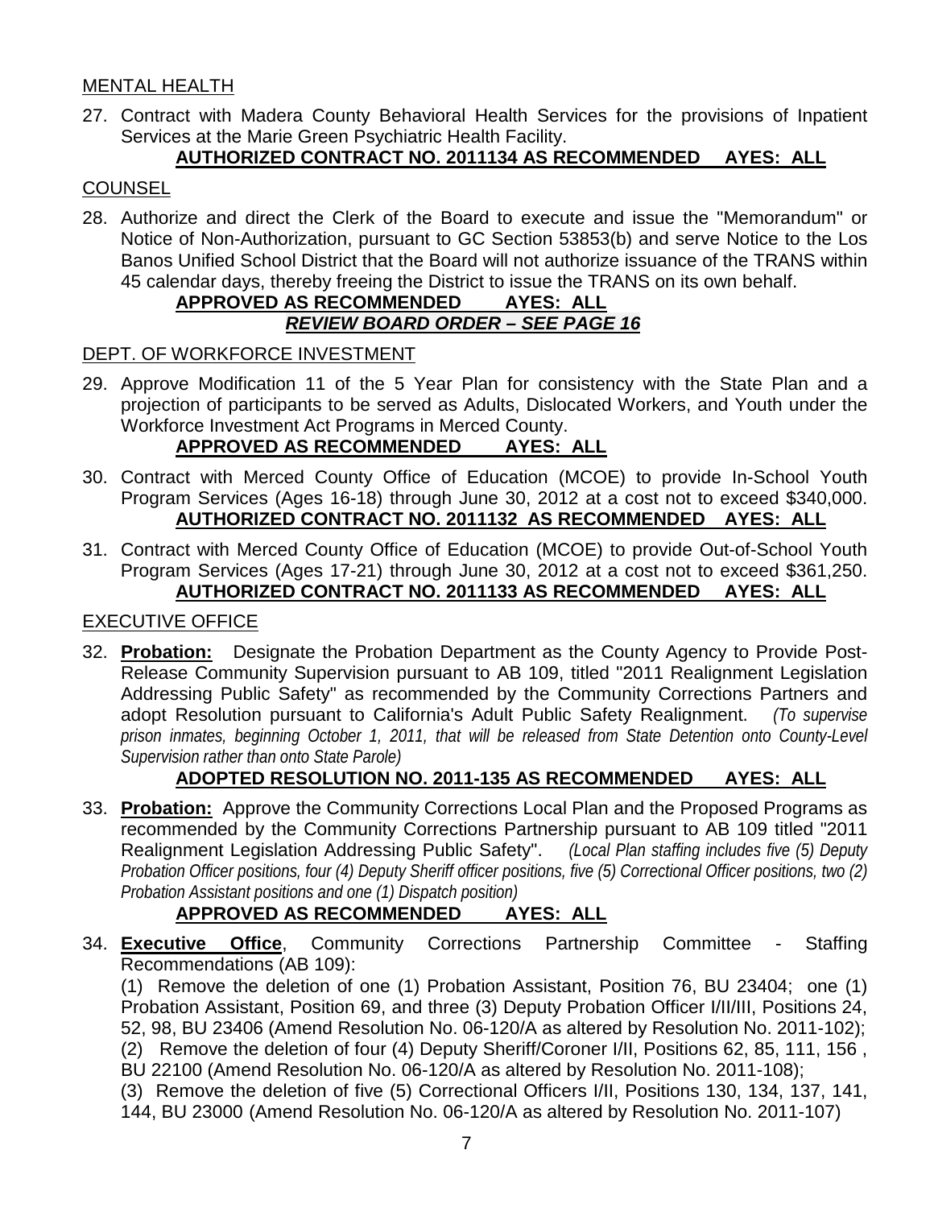MENTAL HEALTH

27. Contract with Madera County Behavioral Health Services for the provisions of Inpatient Services at the Marie Green Psychiatric Health Facility.

    **AUTHORIZED CONTRACT NO. 2011134 AS RECOMMENDED AYES: ALL**

COUNSEL

28. Authorize and direct the Clerk of the Board to execute and issue the "Memorandum" or Notice of Non-Authorization, pursuant to GC Section 53853(b) and serve Notice to the Los Banos Unified School District that the Board will not authorize issuance of the TRANS within 45 calendar days, thereby freeing the District to issue the TRANS on its own behalf.

    **APPROVED AS RECOMMENDED AYES: ALL**

    ***REVIEW BOARD ORDER – SEE PAGE 16***

DEPT. OF WORKFORCE INVESTMENT

29. Approve Modification 11 of the 5 Year Plan for consistency with the State Plan and a projection of participants to be served as Adults, Dislocated Workers, and Youth under the Workforce Investment Act Programs in Merced County.

    **APPROVED AS RECOMMENDED AYES: ALL**

30. Contract with Merced County Office of Education (MCOE) to provide In-School Youth Program Services (Ages 16-18) through June 30, 2012 at a cost not to exceed $340,000.

    **AUTHORIZED CONTRACT NO. 2011132 AS RECOMMENDED AYES: ALL**

31. Contract with Merced County Office of Education (MCOE) to provide Out-of-School Youth Program Services (Ages 17-21) through June 30, 2012 at a cost not to exceed $361,250.

    **AUTHORIZED CONTRACT NO. 2011133 AS RECOMMENDED AYES: ALL**

EXECUTIVE OFFICE

32. **Probation:** Designate the Probation Department as the County Agency to Provide Post-Release Community Supervision pursuant to AB 109, titled "2011 Realignment Legislation Addressing Public Safety" as recommended by the Community Corrections Partners and adopt Resolution pursuant to California's Adult Public Safety Realignment. *(To supervise prison inmates, beginning October 1, 2011, that will be released from State Detention onto County-Level Supervision rather than onto State Parole)*

    **ADOPTED RESOLUTION NO. 2011-135 AS RECOMMENDED AYES: ALL**

33. **Probation:** Approve the Community Corrections Local Plan and the Proposed Programs as recommended by the Community Corrections Partnership pursuant to AB 109 titled "2011 Realignment Legislation Addressing Public Safety". *(Local Plan staffing includes five (5) Deputy Probation Officer positions, four (4) Deputy Sheriff officer positions, five (5) Correctional Officer positions, two (2) Probation Assistant positions and one (1) Dispatch position)*

    **APPROVED AS RECOMMENDED AYES: ALL**

34. **Executive Office**, Community Corrections Partnership Committee - Staffing Recommendations (AB 109):

    (1) Remove the deletion of one (1) Probation Assistant, Position 76, BU 23404; one (1) Probation Assistant, Position 69, and three (3) Deputy Probation Officer I/II/III, Positions 24, 52, 98, BU 23406 (Amend Resolution No. 06-120/A as altered by Resolution No. 2011-102);
    (2) Remove the deletion of four (4) Deputy Sheriff/Coroner I/II, Positions 62, 85, 111, 156 , BU 22100 (Amend Resolution No. 06-120/A as altered by Resolution No. 2011-108);
    (3) Remove the deletion of five (5) Correctional Officers I/II, Positions 130, 134, 137, 141, 144, BU 23000 (Amend Resolution No. 06-120/A as altered by Resolution No. 2011-107)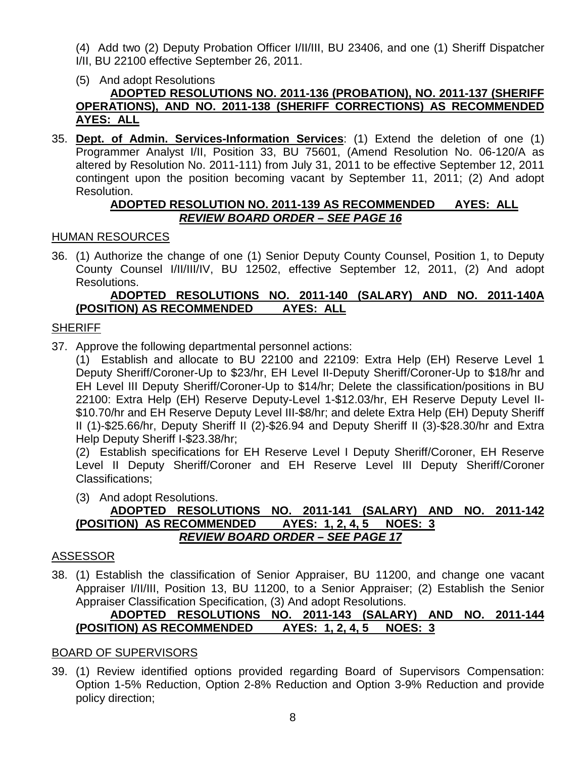(4) Add two (2) Deputy Probation Officer I/II/III, BU 23406, and one (1) Sheriff Dispatcher I/II, BU 22100 effective September 26, 2011.

(5) And adopt Resolutions

**ADOPTED RESOLUTIONS NO. 2011-136 (PROBATION), NO. 2011-137 (SHERIFF OPERATIONS), AND NO. 2011-138 (SHERIFF CORRECTIONS) AS RECOMMENDED AYES: ALL**

35. **Dept. of Admin. Services-Information Services**: (1) Extend the deletion of one (1) Programmer Analyst I/II, Position 33, BU 75601, (Amend Resolution No. 06-120/A as altered by Resolution No. 2011-111) from July 31, 2011 to be effective September 12, 2011 contingent upon the position becoming vacant by September 11, 2011; (2) And adopt Resolution.

**ADOPTED RESOLUTION NO. 2011-139 AS RECOMMENDED AYES: ALL**

***REVIEW BOARD ORDER – SEE PAGE 16***

HUMAN RESOURCES

36. (1) Authorize the change of one (1) Senior Deputy County Counsel, Position 1, to Deputy County Counsel I/II/III/IV, BU 12502, effective September 12, 2011, (2) And adopt Resolutions.

**ADOPTED RESOLUTIONS NO. 2011-140 (SALARY) AND NO. 2011-140A (POSITION) AS RECOMMENDED AYES: ALL**

SHERIFF

37. Approve the following departmental personnel actions:

(1) Establish and allocate to BU 22100 and 22109: Extra Help (EH) Reserve Level 1 Deputy Sheriff/Coroner-Up to $23/hr, EH Level II-Deputy Sheriff/Coroner-Up to $18/hr and EH Level III Deputy Sheriff/Coroner-Up to $14/hr; Delete the classification/positions in BU 22100: Extra Help (EH) Reserve Deputy-Level 1-$12.03/hr, EH Reserve Deputy Level II-$10.70/hr and EH Reserve Deputy Level III-$8/hr; and delete Extra Help (EH) Deputy Sheriff II (1)-$25.66/hr, Deputy Sheriff II (2)-$26.94 and Deputy Sheriff II (3)-$28.30/hr and Extra Help Deputy Sheriff I-$23.38/hr;

(2) Establish specifications for EH Reserve Level I Deputy Sheriff/Coroner, EH Reserve Level II Deputy Sheriff/Coroner and EH Reserve Level III Deputy Sheriff/Coroner Classifications;

(3) And adopt Resolutions.

**ADOPTED RESOLUTIONS NO. 2011-141 (SALARY) AND NO. 2011-142 (POSITION) AS RECOMMENDED AYES: 1, 2, 4, 5 NOES: 3**

***REVIEW BOARD ORDER – SEE PAGE 17***

ASSESSOR

38. (1) Establish the classification of Senior Appraiser, BU 11200, and change one vacant Appraiser I/II/III, Position 13, BU 11200, to a Senior Appraiser; (2) Establish the Senior Appraiser Classification Specification, (3) And adopt Resolutions.

**ADOPTED RESOLUTIONS NO. 2011-143 (SALARY) AND NO. 2011-144 (POSITION) AS RECOMMENDED AYES: 1, 2, 4, 5 NOES: 3**

BOARD OF SUPERVISORS

39. (1) Review identified options provided regarding Board of Supervisors Compensation: Option 1-5% Reduction, Option 2-8% Reduction and Option 3-9% Reduction and provide policy direction;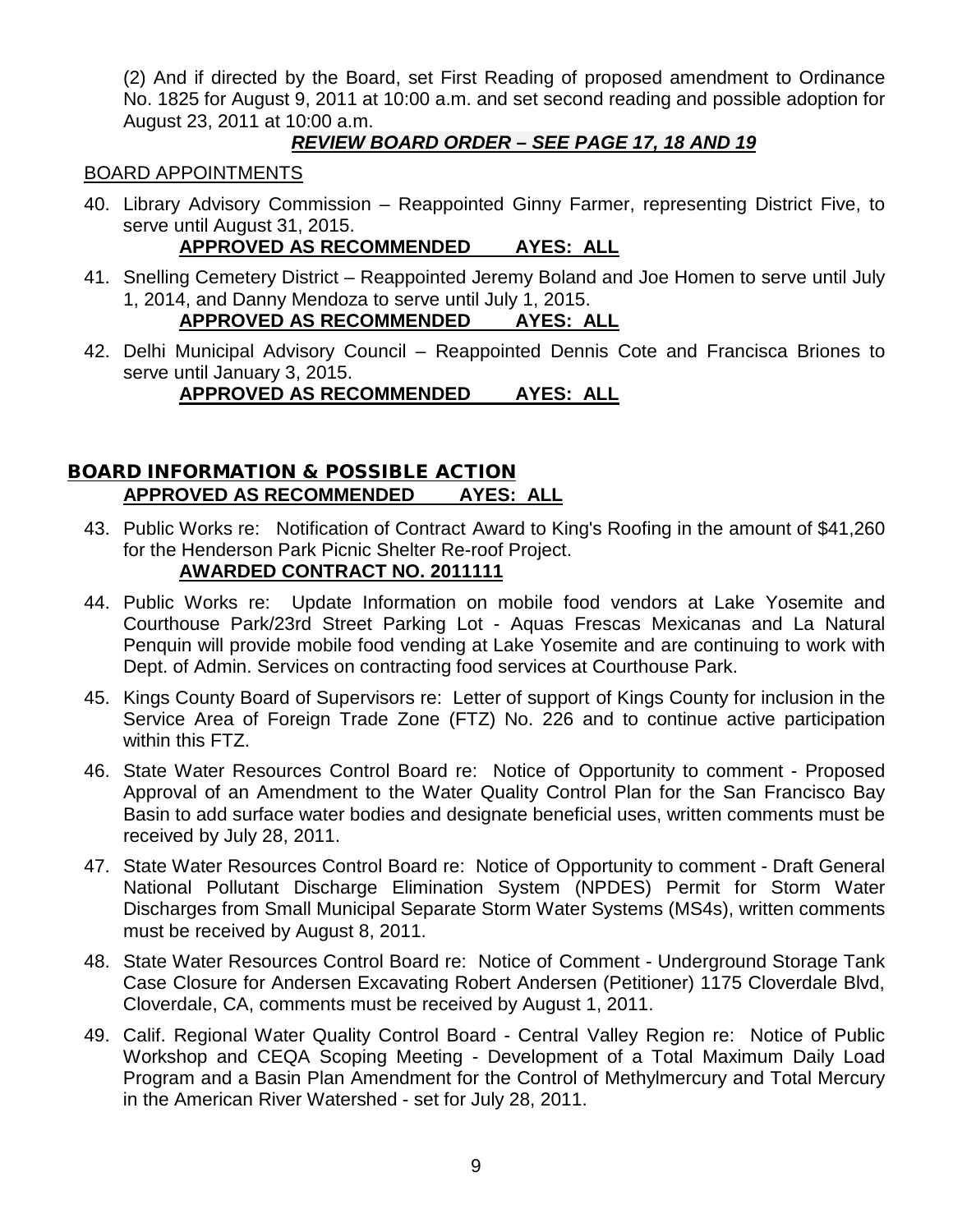(2) And if directed by the Board, set First Reading of proposed amendment to Ordinance No. 1825 for August 9, 2011 at 10:00 a.m. and set second reading and possible adoption for August 23, 2011 at 10:00 a.m.

***REVIEW BOARD ORDER – SEE PAGE 17, 18 AND 19***

BOARD APPOINTMENTS

40. Library Advisory Commission – Reappointed Ginny Farmer, representing District Five, to serve until August 31, 2015.
    **APPROVED AS RECOMMENDED AYES: ALL**

41. Snelling Cemetery District – Reappointed Jeremy Boland and Joe Homen to serve until July 1, 2014, and Danny Mendoza to serve until July 1, 2015.
    **APPROVED AS RECOMMENDED AYES: ALL**

42. Delhi Municipal Advisory Council – Reappointed Dennis Cote and Francisca Briones to serve until January 3, 2015.
    **APPROVED AS RECOMMENDED AYES: ALL**

## BOARD INFORMATION & POSSIBLE ACTION

**APPROVED AS RECOMMENDED AYES: ALL**

43. Public Works re: Notification of Contract Award to King's Roofing in the amount of $41,260 for the Henderson Park Picnic Shelter Re-roof Project.
    **AWARDED CONTRACT NO. 2011111**

44. Public Works re: Update Information on mobile food vendors at Lake Yosemite and Courthouse Park/23rd Street Parking Lot - Aquas Frescas Mexicanas and La Natural Penquin will provide mobile food vending at Lake Yosemite and are continuing to work with Dept. of Admin. Services on contracting food services at Courthouse Park.

45. Kings County Board of Supervisors re: Letter of support of Kings County for inclusion in the Service Area of Foreign Trade Zone (FTZ) No. 226 and to continue active participation within this FTZ.

46. State Water Resources Control Board re: Notice of Opportunity to comment - Proposed Approval of an Amendment to the Water Quality Control Plan for the San Francisco Bay Basin to add surface water bodies and designate beneficial uses, written comments must be received by July 28, 2011.

47. State Water Resources Control Board re: Notice of Opportunity to comment - Draft General National Pollutant Discharge Elimination System (NPDES) Permit for Storm Water Discharges from Small Municipal Separate Storm Water Systems (MS4s), written comments must be received by August 8, 2011.

48. State Water Resources Control Board re: Notice of Comment - Underground Storage Tank Case Closure for Andersen Excavating Robert Andersen (Petitioner) 1175 Cloverdale Blvd, Cloverdale, CA, comments must be received by August 1, 2011.

49. Calif. Regional Water Quality Control Board - Central Valley Region re: Notice of Public Workshop and CEQA Scoping Meeting - Development of a Total Maximum Daily Load Program and a Basin Plan Amendment for the Control of Methylmercury and Total Mercury in the American River Watershed - set for July 28, 2011.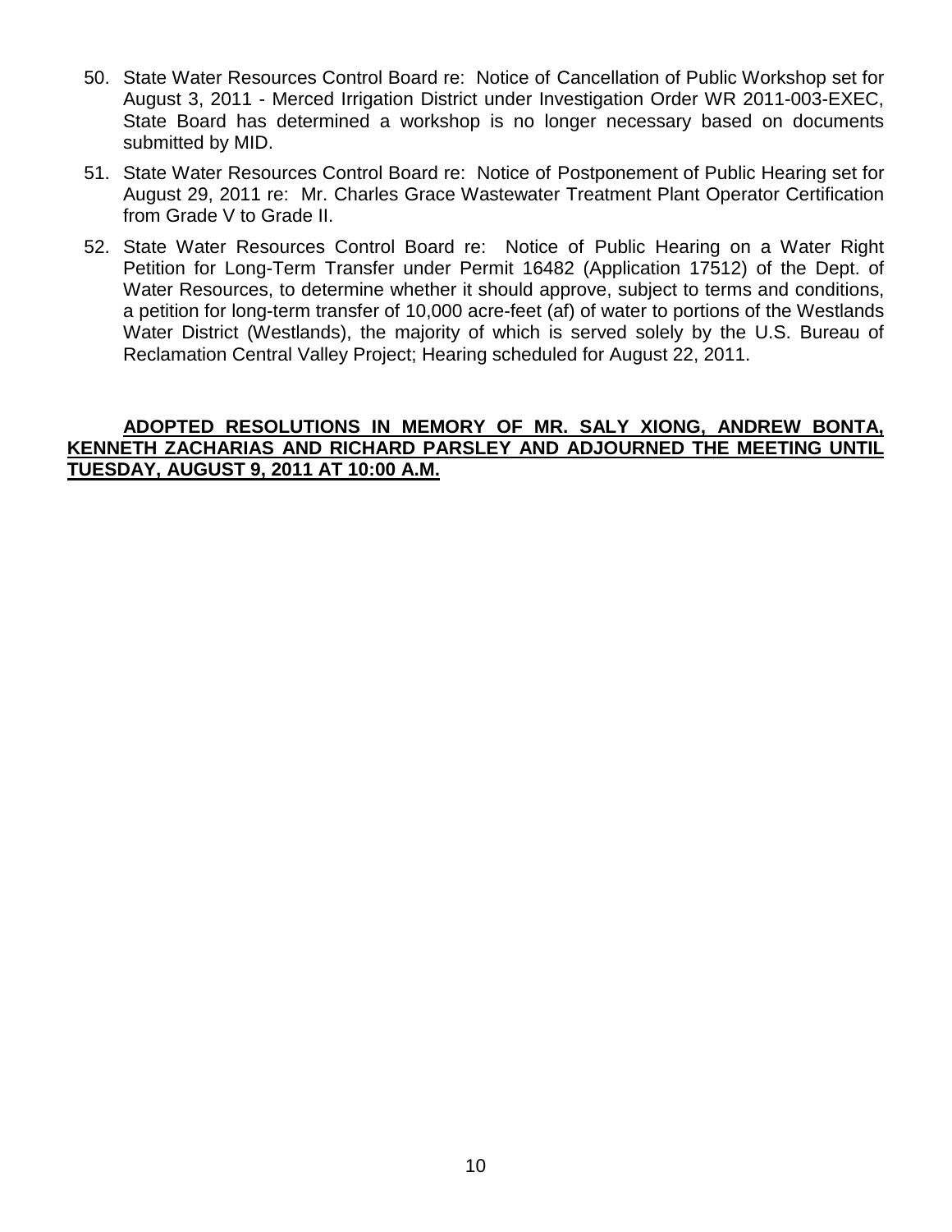50. State Water Resources Control Board re: Notice of Cancellation of Public Workshop set for August 3, 2011 - Merced Irrigation District under Investigation Order WR 2011-003-EXEC, State Board has determined a workshop is no longer necessary based on documents submitted by MID.
51. State Water Resources Control Board re: Notice of Postponement of Public Hearing set for August 29, 2011 re: Mr. Charles Grace Wastewater Treatment Plant Operator Certification from Grade V to Grade II.
52. State Water Resources Control Board re: Notice of Public Hearing on a Water Right Petition for Long-Term Transfer under Permit 16482 (Application 17512) of the Dept. of Water Resources, to determine whether it should approve, subject to terms and conditions, a petition for long-term transfer of 10,000 acre-feet (af) of water to portions of the Westlands Water District (Westlands), the majority of which is served solely by the U.S. Bureau of Reclamation Central Valley Project; Hearing scheduled for August 22, 2011.

**ADOPTED RESOLUTIONS IN MEMORY OF MR. SALY XIONG, ANDREW BONTA, KENNETH ZACHARIAS AND RICHARD PARSLEY AND ADJOURNED THE MEETING UNTIL TUESDAY, AUGUST 9, 2011 AT 10:00 A.M.**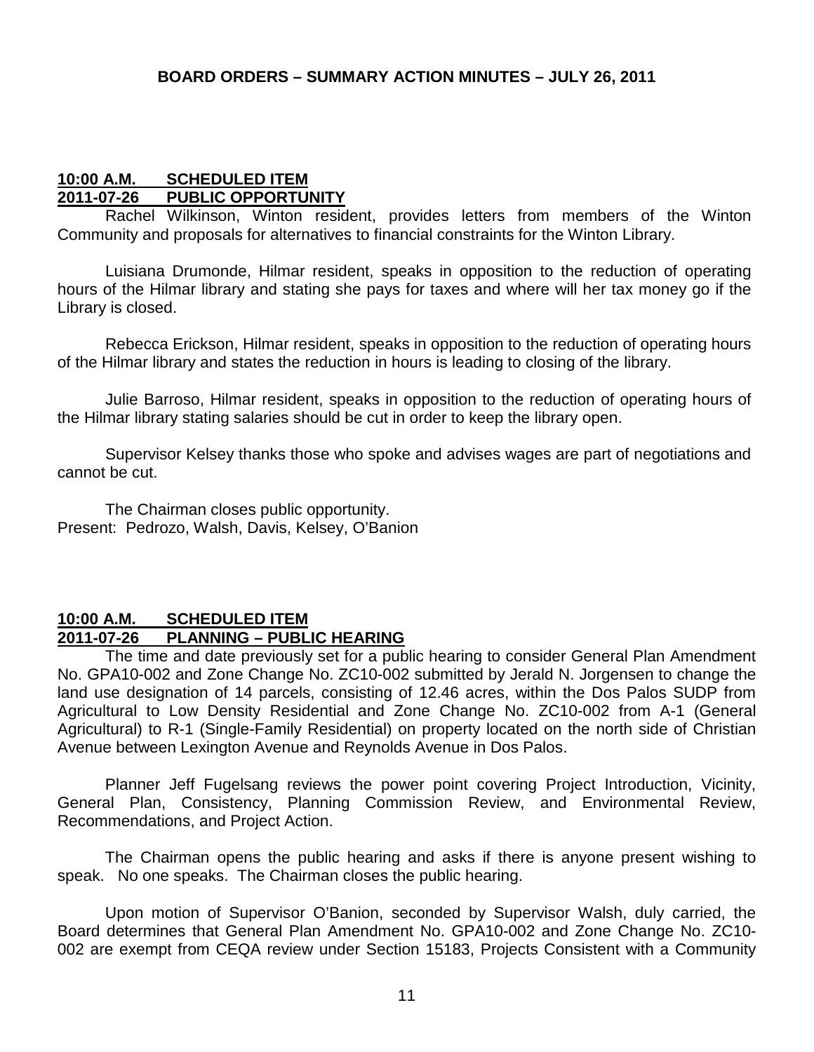**BOARD ORDERS – SUMMARY ACTION MINUTES – JULY 26, 2011**

**10:00 A.M. SCHEDULED ITEM**
**2011-07-26 PUBLIC OPPORTUNITY**

Rachel Wilkinson, Winton resident, provides letters from members of the Winton Community and proposals for alternatives to financial constraints for the Winton Library.

Luisiana Drumonde, Hilmar resident, speaks in opposition to the reduction of operating hours of the Hilmar library and stating she pays for taxes and where will her tax money go if the Library is closed.

Rebecca Erickson, Hilmar resident, speaks in opposition to the reduction of operating hours of the Hilmar library and states the reduction in hours is leading to closing of the library.

Julie Barroso, Hilmar resident, speaks in opposition to the reduction of operating hours of the Hilmar library stating salaries should be cut in order to keep the library open.

Supervisor Kelsey thanks those who spoke and advises wages are part of negotiations and cannot be cut.

The Chairman closes public opportunity.
Present: Pedrozo, Walsh, Davis, Kelsey, O'Banion

**10:00 A.M. SCHEDULED ITEM**
**2011-07-26 PLANNING – PUBLIC HEARING**

The time and date previously set for a public hearing to consider General Plan Amendment No. GPA10-002 and Zone Change No. ZC10-002 submitted by Jerald N. Jorgensen to change the land use designation of 14 parcels, consisting of 12.46 acres, within the Dos Palos SUDP from Agricultural to Low Density Residential and Zone Change No. ZC10-002 from A-1 (General Agricultural) to R-1 (Single-Family Residential) on property located on the north side of Christian Avenue between Lexington Avenue and Reynolds Avenue in Dos Palos.

Planner Jeff Fugelsang reviews the power point covering Project Introduction, Vicinity, General Plan, Consistency, Planning Commission Review, and Environmental Review, Recommendations, and Project Action.

The Chairman opens the public hearing and asks if there is anyone present wishing to speak. No one speaks. The Chairman closes the public hearing.

Upon motion of Supervisor O'Banion, seconded by Supervisor Walsh, duly carried, the Board determines that General Plan Amendment No. GPA10-002 and Zone Change No. ZC10-002 are exempt from CEQA review under Section 15183, Projects Consistent with a Community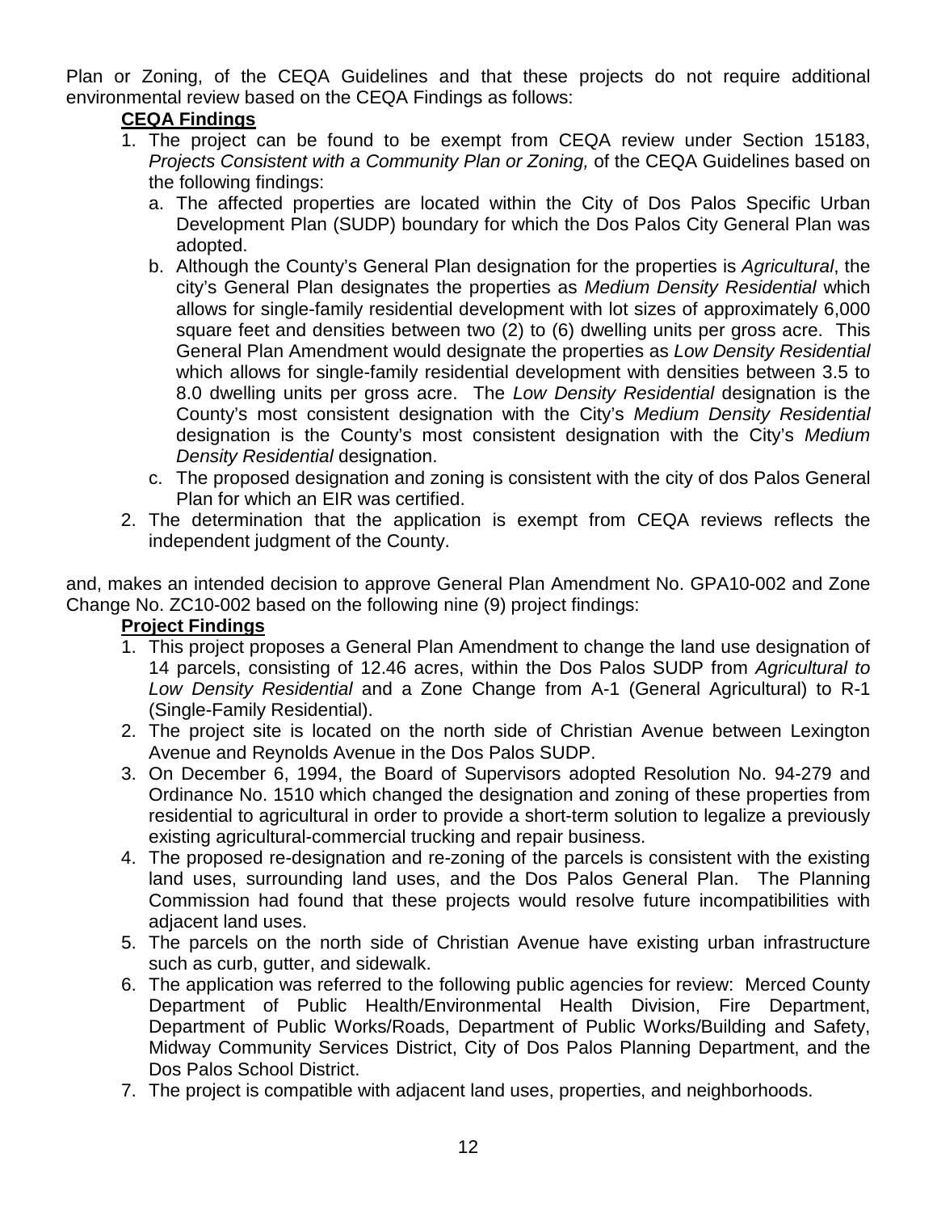Plan or Zoning, of the CEQA Guidelines and that these projects do not require additional environmental review based on the CEQA Findings as follows:

**CEQA Findings**

1. The project can be found to be exempt from CEQA review under Section 15183, *Projects Consistent with a Community Plan or Zoning,* of the CEQA Guidelines based on the following findings:
   a. The affected properties are located within the City of Dos Palos Specific Urban Development Plan (SUDP) boundary for which the Dos Palos City General Plan was adopted.
   b. Although the County's General Plan designation for the properties is *Agricultural*, the city's General Plan designates the properties as *Medium Density Residential* which allows for single-family residential development with lot sizes of approximately 6,000 square feet and densities between two (2) to (6) dwelling units per gross acre. This General Plan Amendment would designate the properties as *Low Density Residential* which allows for single-family residential development with densities between 3.5 to 8.0 dwelling units per gross acre. The *Low Density Residential* designation is the County's most consistent designation with the City's *Medium Density Residential* designation is the County's most consistent designation with the City's *Medium Density Residential* designation.
   c. The proposed designation and zoning is consistent with the city of dos Palos General Plan for which an EIR was certified.
2. The determination that the application is exempt from CEQA reviews reflects the independent judgment of the County.

and, makes an intended decision to approve General Plan Amendment No. GPA10-002 and Zone Change No. ZC10-002 based on the following nine (9) project findings:

**Project Findings**

1. This project proposes a General Plan Amendment to change the land use designation of 14 parcels, consisting of 12.46 acres, within the Dos Palos SUDP from *Agricultural to Low Density Residential* and a Zone Change from A-1 (General Agricultural) to R-1 (Single-Family Residential).
2. The project site is located on the north side of Christian Avenue between Lexington Avenue and Reynolds Avenue in the Dos Palos SUDP.
3. On December 6, 1994, the Board of Supervisors adopted Resolution No. 94-279 and Ordinance No. 1510 which changed the designation and zoning of these properties from residential to agricultural in order to provide a short-term solution to legalize a previously existing agricultural-commercial trucking and repair business.
4. The proposed re-designation and re-zoning of the parcels is consistent with the existing land uses, surrounding land uses, and the Dos Palos General Plan. The Planning Commission had found that these projects would resolve future incompatibilities with adjacent land uses.
5. The parcels on the north side of Christian Avenue have existing urban infrastructure such as curb, gutter, and sidewalk.
6. The application was referred to the following public agencies for review: Merced County Department of Public Health/Environmental Health Division, Fire Department, Department of Public Works/Roads, Department of Public Works/Building and Safety, Midway Community Services District, City of Dos Palos Planning Department, and the Dos Palos School District.
7. The project is compatible with adjacent land uses, properties, and neighborhoods.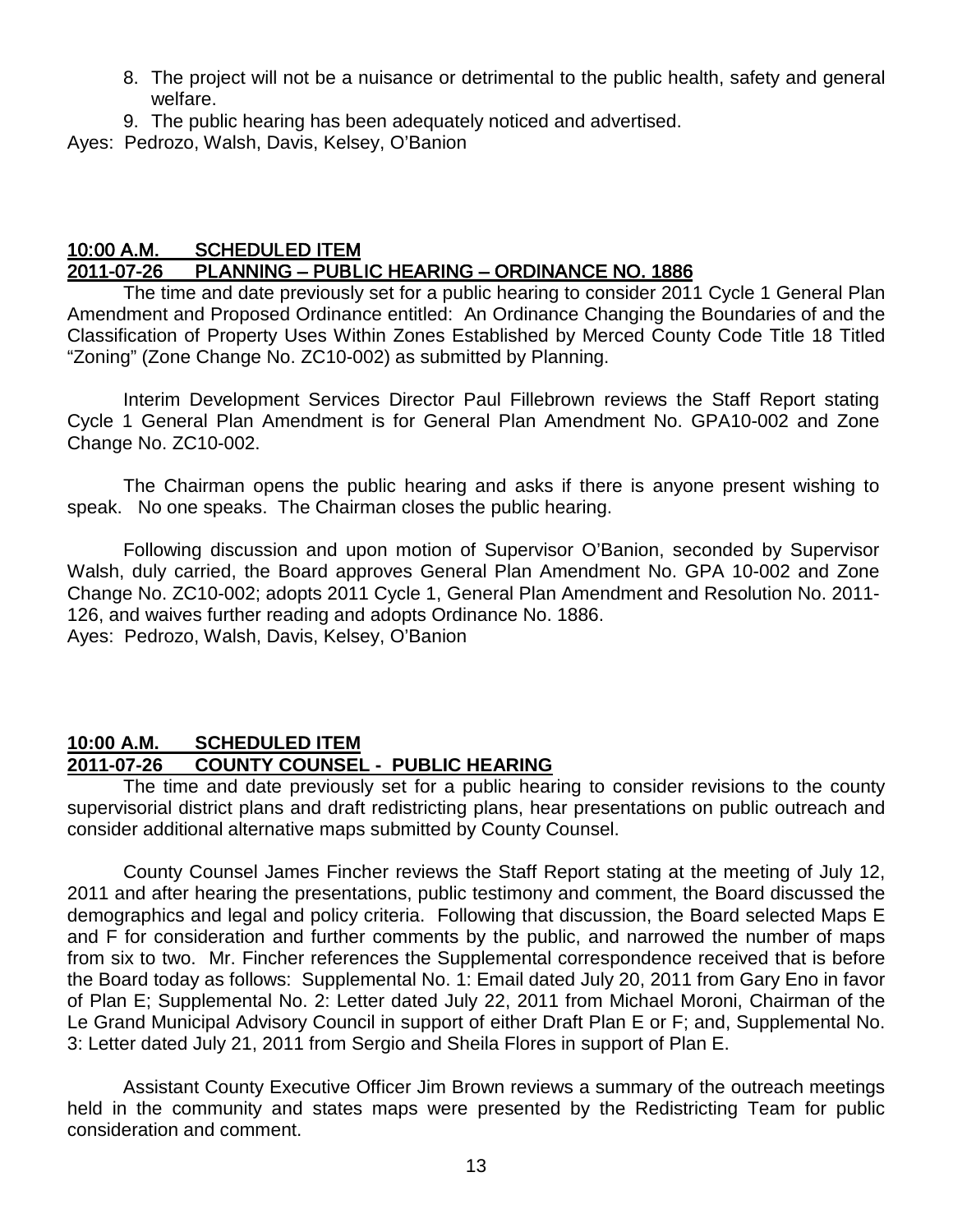8. The project will not be a nuisance or detrimental to the public health, safety and general welfare.
9. The public hearing has been adequately noticed and advertised.

Ayes: Pedrozo, Walsh, Davis, Kelsey, O'Banion

## 10:00 A.M. SCHEDULED ITEM
## 2011-07-26 PLANNING – PUBLIC HEARING – ORDINANCE NO. 1886

The time and date previously set for a public hearing to consider 2011 Cycle 1 General Plan Amendment and Proposed Ordinance entitled: An Ordinance Changing the Boundaries of and the Classification of Property Uses Within Zones Established by Merced County Code Title 18 Titled "Zoning" (Zone Change No. ZC10-002) as submitted by Planning.

Interim Development Services Director Paul Fillebrown reviews the Staff Report stating Cycle 1 General Plan Amendment is for General Plan Amendment No. GPA10-002 and Zone Change No. ZC10-002.

The Chairman opens the public hearing and asks if there is anyone present wishing to speak. No one speaks. The Chairman closes the public hearing.

Following discussion and upon motion of Supervisor O'Banion, seconded by Supervisor Walsh, duly carried, the Board approves General Plan Amendment No. GPA 10-002 and Zone Change No. ZC10-002; adopts 2011 Cycle 1, General Plan Amendment and Resolution No. 2011-126, and waives further reading and adopts Ordinance No. 1886.

Ayes: Pedrozo, Walsh, Davis, Kelsey, O'Banion

## 10:00 A.M. SCHEDULED ITEM
## 2011-07-26 COUNTY COUNSEL - PUBLIC HEARING

The time and date previously set for a public hearing to consider revisions to the county supervisorial district plans and draft redistricting plans, hear presentations on public outreach and consider additional alternative maps submitted by County Counsel.

County Counsel James Fincher reviews the Staff Report stating at the meeting of July 12, 2011 and after hearing the presentations, public testimony and comment, the Board discussed the demographics and legal and policy criteria. Following that discussion, the Board selected Maps E and F for consideration and further comments by the public, and narrowed the number of maps from six to two. Mr. Fincher references the Supplemental correspondence received that is before the Board today as follows: Supplemental No. 1: Email dated July 20, 2011 from Gary Eno in favor of Plan E; Supplemental No. 2: Letter dated July 22, 2011 from Michael Moroni, Chairman of the Le Grand Municipal Advisory Council in support of either Draft Plan E or F; and, Supplemental No. 3: Letter dated July 21, 2011 from Sergio and Sheila Flores in support of Plan E.

Assistant County Executive Officer Jim Brown reviews a summary of the outreach meetings held in the community and states maps were presented by the Redistricting Team for public consideration and comment.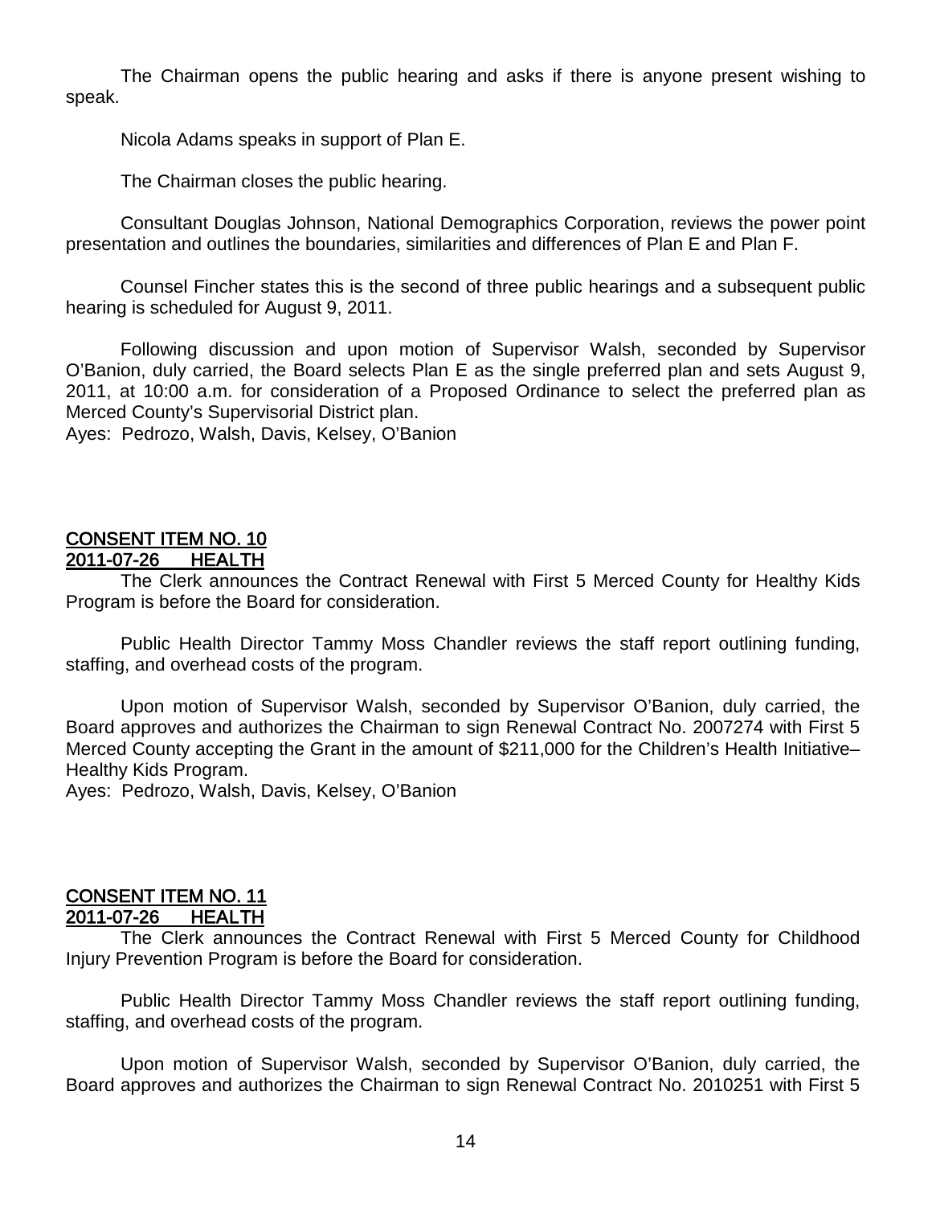The Chairman opens the public hearing and asks if there is anyone present wishing to speak.

Nicola Adams speaks in support of Plan E.

The Chairman closes the public hearing.

Consultant Douglas Johnson, National Demographics Corporation, reviews the power point presentation and outlines the boundaries, similarities and differences of Plan E and Plan F.

Counsel Fincher states this is the second of three public hearings and a subsequent public hearing is scheduled for August 9, 2011.

Following discussion and upon motion of Supervisor Walsh, seconded by Supervisor O'Banion, duly carried, the Board selects Plan E as the single preferred plan and sets August 9, 2011, at 10:00 a.m. for consideration of a Proposed Ordinance to select the preferred plan as Merced County's Supervisorial District plan.
Ayes: Pedrozo, Walsh, Davis, Kelsey, O'Banion

## CONSENT ITEM NO. 10
## 2011-07-26 HEALTH

The Clerk announces the Contract Renewal with First 5 Merced County for Healthy Kids Program is before the Board for consideration.

Public Health Director Tammy Moss Chandler reviews the staff report outlining funding, staffing, and overhead costs of the program.

Upon motion of Supervisor Walsh, seconded by Supervisor O'Banion, duly carried, the Board approves and authorizes the Chairman to sign Renewal Contract No. 2007274 with First 5 Merced County accepting the Grant in the amount of $211,000 for the Children's Health Initiative– Healthy Kids Program.
Ayes: Pedrozo, Walsh, Davis, Kelsey, O'Banion

## CONSENT ITEM NO. 11
## 2011-07-26 HEALTH

The Clerk announces the Contract Renewal with First 5 Merced County for Childhood Injury Prevention Program is before the Board for consideration.

Public Health Director Tammy Moss Chandler reviews the staff report outlining funding, staffing, and overhead costs of the program.

Upon motion of Supervisor Walsh, seconded by Supervisor O'Banion, duly carried, the Board approves and authorizes the Chairman to sign Renewal Contract No. 2010251 with First 5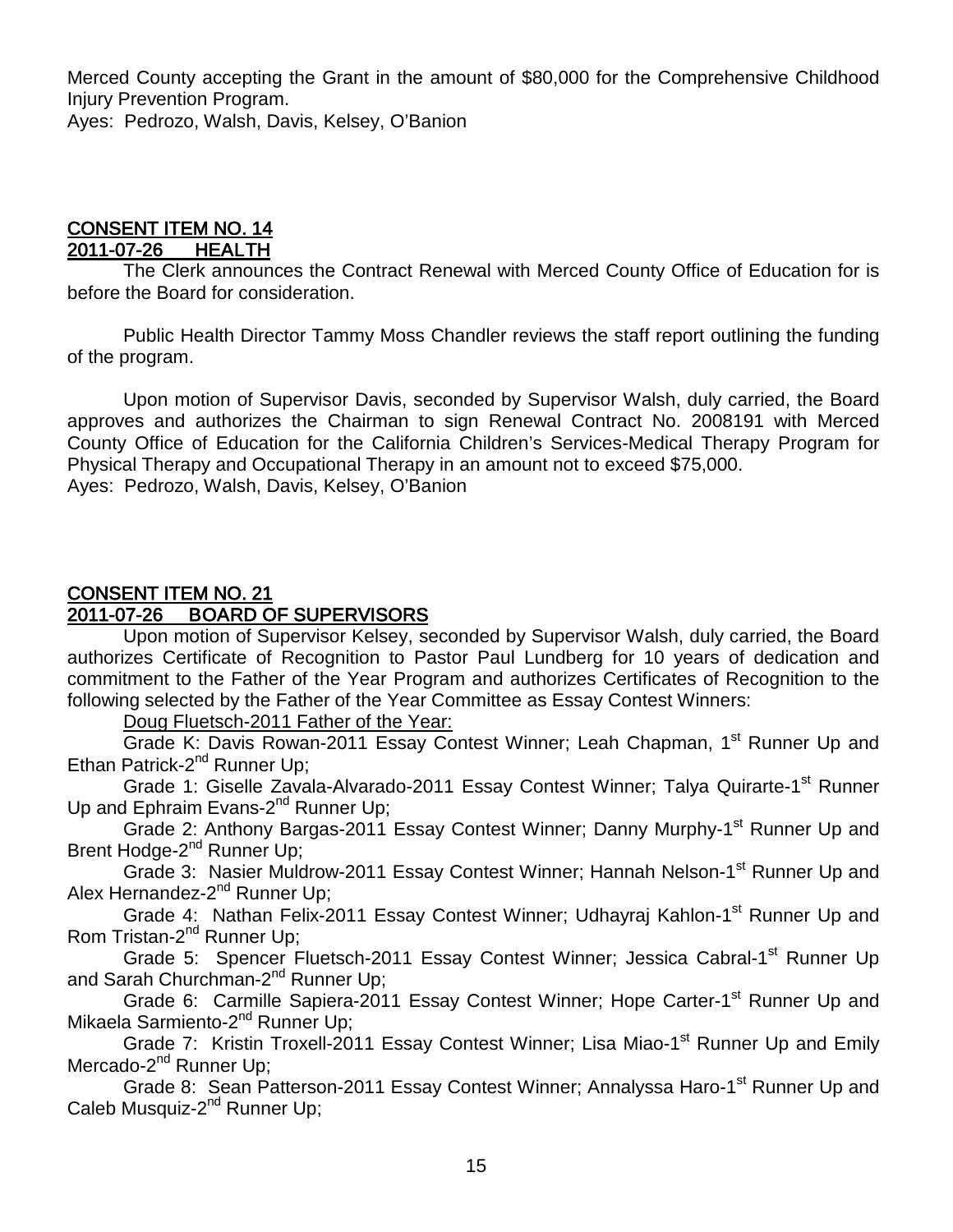Merced County accepting the Grant in the amount of $80,000 for the Comprehensive Childhood Injury Prevention Program.
Ayes: Pedrozo, Walsh, Davis, Kelsey, O'Banion

## CONSENT ITEM NO. 14
## 2011-07-26 HEALTH

The Clerk announces the Contract Renewal with Merced County Office of Education for is before the Board for consideration.

Public Health Director Tammy Moss Chandler reviews the staff report outlining the funding of the program.

Upon motion of Supervisor Davis, seconded by Supervisor Walsh, duly carried, the Board approves and authorizes the Chairman to sign Renewal Contract No. 2008191 with Merced County Office of Education for the California Children's Services-Medical Therapy Program for Physical Therapy and Occupational Therapy in an amount not to exceed $75,000.
Ayes: Pedrozo, Walsh, Davis, Kelsey, O'Banion

## CONSENT ITEM NO. 21
## 2011-07-26 BOARD OF SUPERVISORS

Upon motion of Supervisor Kelsey, seconded by Supervisor Walsh, duly carried, the Board authorizes Certificate of Recognition to Pastor Paul Lundberg for 10 years of dedication and commitment to the Father of the Year Program and authorizes Certificates of Recognition to the following selected by the Father of the Year Committee as Essay Contest Winners:

Doug Fluetsch-2011 Father of the Year:

Grade K: Davis Rowan-2011 Essay Contest Winner; Leah Chapman, 1st Runner Up and Ethan Patrick-2nd Runner Up;

Grade 1: Giselle Zavala-Alvarado-2011 Essay Contest Winner; Talya Quirarte-1st Runner Up and Ephraim Evans-2nd Runner Up;

Grade 2: Anthony Bargas-2011 Essay Contest Winner; Danny Murphy-1st Runner Up and Brent Hodge-2nd Runner Up;

Grade 3: Nasier Muldrow-2011 Essay Contest Winner; Hannah Nelson-1st Runner Up and Alex Hernandez-2nd Runner Up;

Grade 4: Nathan Felix-2011 Essay Contest Winner; Udhayraj Kahlon-1st Runner Up and Rom Tristan-2nd Runner Up;

Grade 5: Spencer Fluetsch-2011 Essay Contest Winner; Jessica Cabral-1st Runner Up and Sarah Churchman-2nd Runner Up;

Grade 6: Carmille Sapiera-2011 Essay Contest Winner; Hope Carter-1st Runner Up and Mikaela Sarmiento-2nd Runner Up;

Grade 7: Kristin Troxell-2011 Essay Contest Winner; Lisa Miao-1st Runner Up and Emily Mercado-2nd Runner Up;

Grade 8: Sean Patterson-2011 Essay Contest Winner; Annalyssa Haro-1st Runner Up and Caleb Musquiz-2nd Runner Up;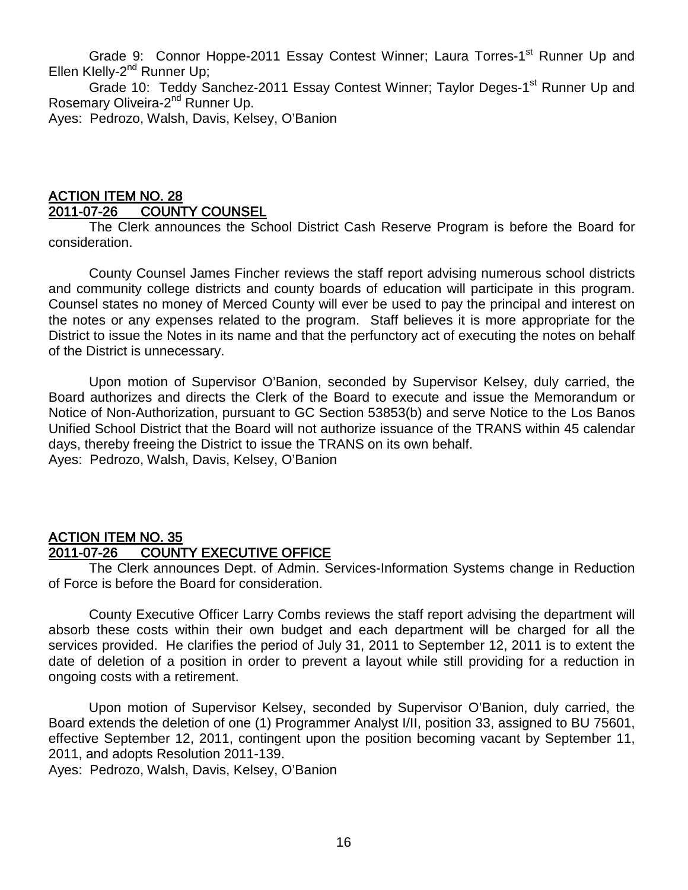Grade 9: Connor Hoppe-2011 Essay Contest Winner; Laura Torres-1st Runner Up and Ellen KIelly-2nd Runner Up;

Grade 10: Teddy Sanchez-2011 Essay Contest Winner; Taylor Deges-1st Runner Up and Rosemary Oliveira-2nd Runner Up.

Ayes: Pedrozo, Walsh, Davis, Kelsey, O'Banion

## ACTION ITEM NO. 28
## 2011-07-26 COUNTY COUNSEL

The Clerk announces the School District Cash Reserve Program is before the Board for consideration.

County Counsel James Fincher reviews the staff report advising numerous school districts and community college districts and county boards of education will participate in this program. Counsel states no money of Merced County will ever be used to pay the principal and interest on the notes or any expenses related to the program. Staff believes it is more appropriate for the District to issue the Notes in its name and that the perfunctory act of executing the notes on behalf of the District is unnecessary.

Upon motion of Supervisor O'Banion, seconded by Supervisor Kelsey, duly carried, the Board authorizes and directs the Clerk of the Board to execute and issue the Memorandum or Notice of Non-Authorization, pursuant to GC Section 53853(b) and serve Notice to the Los Banos Unified School District that the Board will not authorize issuance of the TRANS within 45 calendar days, thereby freeing the District to issue the TRANS on its own behalf.

Ayes: Pedrozo, Walsh, Davis, Kelsey, O'Banion

## ACTION ITEM NO. 35
## 2011-07-26 COUNTY EXECUTIVE OFFICE

The Clerk announces Dept. of Admin. Services-Information Systems change in Reduction of Force is before the Board for consideration.

County Executive Officer Larry Combs reviews the staff report advising the department will absorb these costs within their own budget and each department will be charged for all the services provided. He clarifies the period of July 31, 2011 to September 12, 2011 is to extent the date of deletion of a position in order to prevent a layout while still providing for a reduction in ongoing costs with a retirement.

Upon motion of Supervisor Kelsey, seconded by Supervisor O'Banion, duly carried, the Board extends the deletion of one (1) Programmer Analyst I/II, position 33, assigned to BU 75601, effective September 12, 2011, contingent upon the position becoming vacant by September 11, 2011, and adopts Resolution 2011-139.

Ayes: Pedrozo, Walsh, Davis, Kelsey, O'Banion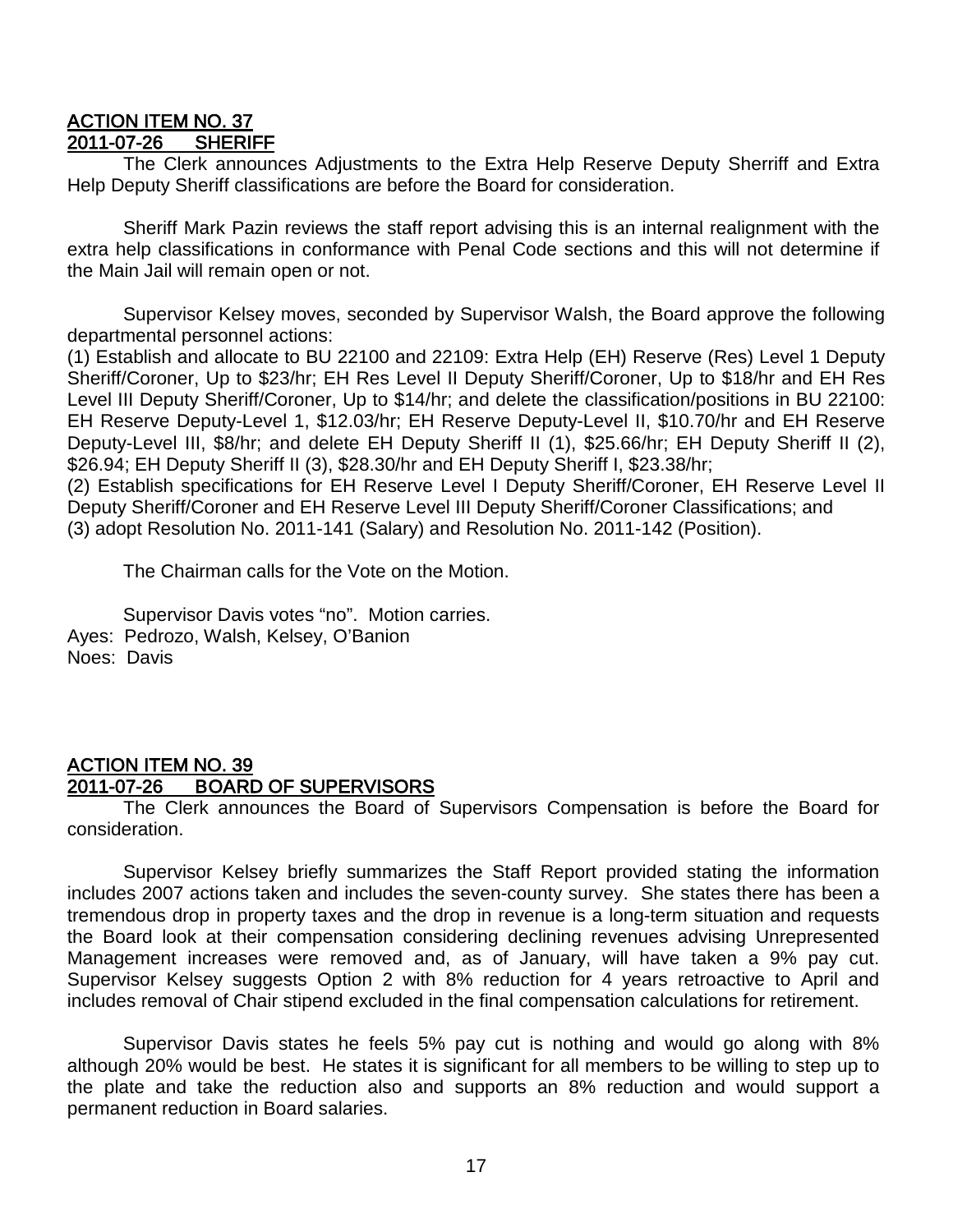## ACTION ITEM NO. 37
## 2011-07-26 SHERIFF

The Clerk announces Adjustments to the Extra Help Reserve Deputy Sherriff and Extra Help Deputy Sheriff classifications are before the Board for consideration.

Sheriff Mark Pazin reviews the staff report advising this is an internal realignment with the extra help classifications in conformance with Penal Code sections and this will not determine if the Main Jail will remain open or not.

Supervisor Kelsey moves, seconded by Supervisor Walsh, the Board approve the following departmental personnel actions:
(1) Establish and allocate to BU 22100 and 22109: Extra Help (EH) Reserve (Res) Level 1 Deputy Sheriff/Coroner, Up to $23/hr; EH Res Level II Deputy Sheriff/Coroner, Up to $18/hr and EH Res Level III Deputy Sheriff/Coroner, Up to $14/hr; and delete the classification/positions in BU 22100: EH Reserve Deputy-Level 1, $12.03/hr; EH Reserve Deputy-Level II, $10.70/hr and EH Reserve Deputy-Level III, $8/hr; and delete EH Deputy Sheriff II (1), $25.66/hr; EH Deputy Sheriff II (2), $26.94; EH Deputy Sheriff II (3), $28.30/hr and EH Deputy Sheriff I, $23.38/hr;
(2) Establish specifications for EH Reserve Level I Deputy Sheriff/Coroner, EH Reserve Level II Deputy Sheriff/Coroner and EH Reserve Level III Deputy Sheriff/Coroner Classifications; and
(3) adopt Resolution No. 2011-141 (Salary) and Resolution No. 2011-142 (Position).

The Chairman calls for the Vote on the Motion.

Supervisor Davis votes "no". Motion carries.
Ayes: Pedrozo, Walsh, Kelsey, O'Banion
Noes: Davis

## ACTION ITEM NO. 39
## 2011-07-26 BOARD OF SUPERVISORS

The Clerk announces the Board of Supervisors Compensation is before the Board for consideration.

Supervisor Kelsey briefly summarizes the Staff Report provided stating the information includes 2007 actions taken and includes the seven-county survey. She states there has been a tremendous drop in property taxes and the drop in revenue is a long-term situation and requests the Board look at their compensation considering declining revenues advising Unrepresented Management increases were removed and, as of January, will have taken a 9% pay cut. Supervisor Kelsey suggests Option 2 with 8% reduction for 4 years retroactive to April and includes removal of Chair stipend excluded in the final compensation calculations for retirement.

Supervisor Davis states he feels 5% pay cut is nothing and would go along with 8% although 20% would be best. He states it is significant for all members to be willing to step up to the plate and take the reduction also and supports an 8% reduction and would support a permanent reduction in Board salaries.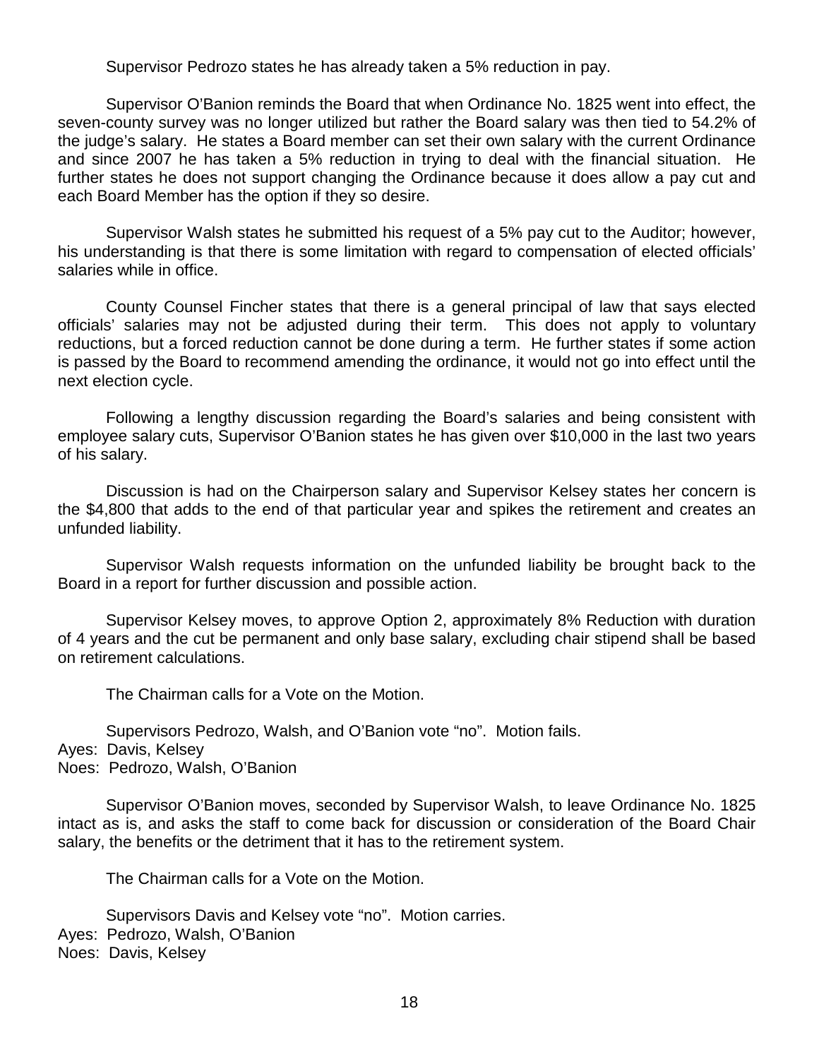Supervisor Pedrozo states he has already taken a 5% reduction in pay.

Supervisor O'Banion reminds the Board that when Ordinance No. 1825 went into effect, the seven-county survey was no longer utilized but rather the Board salary was then tied to 54.2% of the judge's salary. He states a Board member can set their own salary with the current Ordinance and since 2007 he has taken a 5% reduction in trying to deal with the financial situation. He further states he does not support changing the Ordinance because it does allow a pay cut and each Board Member has the option if they so desire.

Supervisor Walsh states he submitted his request of a 5% pay cut to the Auditor; however, his understanding is that there is some limitation with regard to compensation of elected officials' salaries while in office.

County Counsel Fincher states that there is a general principal of law that says elected officials' salaries may not be adjusted during their term. This does not apply to voluntary reductions, but a forced reduction cannot be done during a term. He further states if some action is passed by the Board to recommend amending the ordinance, it would not go into effect until the next election cycle.

Following a lengthy discussion regarding the Board's salaries and being consistent with employee salary cuts, Supervisor O'Banion states he has given over $10,000 in the last two years of his salary.

Discussion is had on the Chairperson salary and Supervisor Kelsey states her concern is the $4,800 that adds to the end of that particular year and spikes the retirement and creates an unfunded liability.

Supervisor Walsh requests information on the unfunded liability be brought back to the Board in a report for further discussion and possible action.

Supervisor Kelsey moves, to approve Option 2, approximately 8% Reduction with duration of 4 years and the cut be permanent and only base salary, excluding chair stipend shall be based on retirement calculations.

The Chairman calls for a Vote on the Motion.

Supervisors Pedrozo, Walsh, and O'Banion vote "no". Motion fails.
Ayes: Davis, Kelsey
Noes: Pedrozo, Walsh, O'Banion

Supervisor O'Banion moves, seconded by Supervisor Walsh, to leave Ordinance No. 1825 intact as is, and asks the staff to come back for discussion or consideration of the Board Chair salary, the benefits or the detriment that it has to the retirement system.

The Chairman calls for a Vote on the Motion.

Supervisors Davis and Kelsey vote "no". Motion carries.
Ayes: Pedrozo, Walsh, O'Banion
Noes: Davis, Kelsey